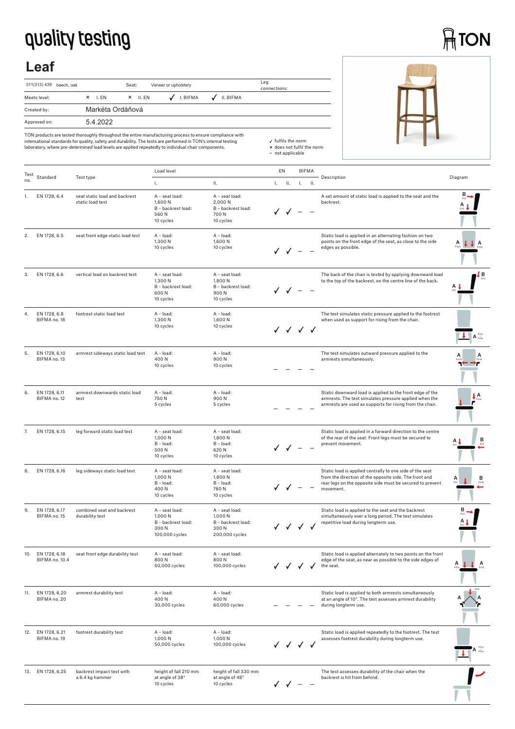# quality testing

## Leaf

| 311(313) 439 beech, oak | Seat: | Veneer or upholstery | Leg connections: |
|---|---|---|---|
| Meets level: | × I. EN × II. EN | ✓ I. BIFMA ✓ II. BIFMA | |
| Created by: | Markéta Ordáňová | | |
| Approved on: | 5.4.2022 | | |

TON products are tested thoroughly throughout the entire manufacturing process to ensure compliance with international standards for quality, safety and durability. The tests are performed in TON's internal testing laboratory, where pre-determined load levels are applied repeatedly to individual chair components.

✓ fulfils the norm
× does not fulfil the norm
– not applicable

| Test no. | Standard | Test type | Load level I. | Load level II. | EN I. | EN II. | BIFMA I. | BIFMA II. | Description | Diagram |
|---|---|---|---|---|---|---|---|---|---|---|
| 1. | EN 1728, 6.4 | seat static load and backrest static load test | A – seat load: 1,600 N<br>B – backrest load: 560 N<br>10 cycles | A – seat load: 2,000 N<br>B – backrest load: 700 N<br>10 cycles | ✓ | ✓ | – | – | A set amount of static load is applied to the seat and the backrest. | |
| 2. | EN 1728, 6.5 | seat front edge static load test | A – load: 1,300 N<br>10 cycles | A – load: 1,600 N<br>10 cycles | ✓ | ✓ | – | – | Static load is applied in an alternating fashion on two points on the front edge of the seat, as close to the side edges as possible. | |
| 3. | EN 1728, 6.6 | vertical load on backrest test | A – seat load: 1,300 N<br>B – backrest load: 600 N<br>10 cycles | A – seat load: 1,800 N<br>B – backrest load: 900 N<br>10 cycles | ✓ | ✓ | – | – | The back of the chair is tested by applying downward load to the top of the backrest, on the centre line of the back. | |
| 4. | EN 1728, 6.8<br>BIFMA no. 18 | footrest static load test | A – load: 1,300 N<br>10 cycles | A – load: 1,600 N<br>10 cycles | ✓ | ✓ | ✓ | ✓ | The test simulates static pressure applied to the footrest when used as support for rising from the chair. | |
| 5. | EN 1728, 6.10<br>BIFMA no. 13 | armrest sideways static load test | A – load: 400 N<br>10 cycles | A – load: 900 N<br>10 cycles | – | – | – | – | The test simulates outward pressure applied to the armrests simultaneously. | |
| 6. | EN 1728, 6.11<br>BIFMA no. 12 | armrest downwards static load test | A – load: 750 N<br>5 cycles | A – load: 900 N<br>5 cycles | – | – | – | – | Static downward load is applied to the front edge of the armrests. The test simulates pressure applied when the armrests are used as supports for rising from the chair. | |
| 7. | EN 1728, 6.15 | leg forward static load test | A – seat load: 1,000 N<br>B – load: 500 N<br>10 cycles | A – seat load: 1,800 N<br>B – load: 620 N<br>10 cycles | ✓ | ✓ | – | – | Static load is applied in a forward direction to the centre of the rear of the seat. Front legs must be secured to prevent movement. | |
| 8. | EN 1728, 6.16 | leg sideways static load test | A – seat load: 1,000 N<br>B – load: 400 N<br>10 cycles | A – seat load: 1,800 N<br>B – load: 760 N<br>10 cycles | ✓ | ✓ | – | – | Static load is applied centrally to one side of the seat from the direction of the opposite side. The front and rear legs on the opposite side must be secured to prevent movement. | |
| 9. | EN 1728, 6.17<br>BIFMA no. 15 | combined seat and backrest durability test | A – seat load: 1,000 N<br>B – backrest load: 300 N<br>100,000 cycles | A – seat load: 1,000 N<br>B – backrest load: 300 N<br>200,000 cycles | ✓ | ✓ | ✓ | ✓ | Static load is applied to the seat and the backrest simultaneously over a long period. The test simulates repetitive load during longterm use. | |
| 10. | EN 1728, 6.18<br>BIFMA no. 10.4 | seat front edge durability test | A – seat load: 800 N<br>50,000 cycles | A – seat load: 800 N<br>100,000 cycles | ✓ | ✓ | ✓ | ✓ | Static load is applied alternately to two points on the front edge of the seat, as near as possible to the side edges of the seat. | |
| 11. | EN 1728, 6.20<br>BIFMA no. 20 | armrest durability test | A – load: 400 N<br>30,000 cycles | A – load: 400 N<br>60,000 cycles | – | – | – | – | Static load is applied to both armrests simultaneously at an angle of 10°. The test assesses armrest durability during longterm use. | |
| 12. | EN 1728, 6.21<br>BIFMA no. 19 | footrest durability test | A – load: 1,000 N<br>50,000 cycles | A – load: 1,000 N<br>100,000 cycles | ✓ | ✓ | ✓ | ✓ | Static load is applied repeatedly to the footrest. The test assesses footrest durability during longterm use. | |
| 13. | EN 1728, 6.25 | backrest impact test with a 6.4 kg hammer | height of fall 210 mm at angle of 38°<br>10 cycles | height of fall 330 mm at angle of 48°<br>10 cycles | ✓ | ✓ | – | – | The test assesses durability of the chair when the backrest is hit from behind. | |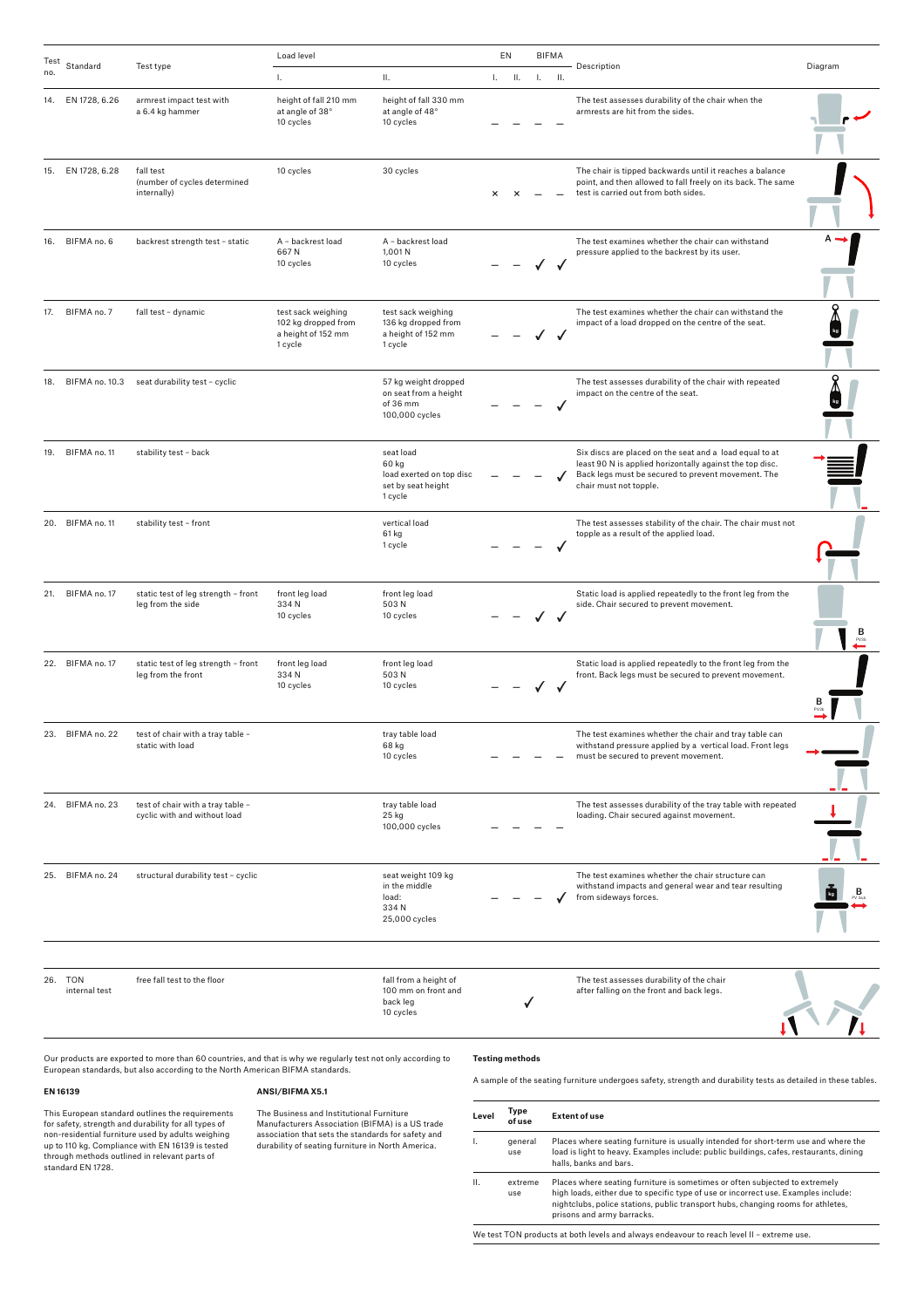| Test no. | Standard | Test type | Load level I. | Load level II. | EN I. | EN II. | BIFMA I. | BIFMA II. | Description | Diagram |
|---|---|---|---|---|---|---|---|---|---|---|
| 14. | EN 1728, 6.26 | armrest impact test with a 6.4 kg hammer | height of fall 210 mm at angle of 38° 10 cycles | height of fall 330 mm at angle of 48° 10 cycles | – | – | – | – | The test assesses durability of the chair when the armrests are hit from the sides. | |
| 15. | EN 1728, 6.28 | fall test (number of cycles determined internally) | 10 cycles | 30 cycles | × | × | – | – | The chair is tipped backwards until it reaches a balance point, and then allowed to fall freely on its back. The same test is carried out from both sides. | |
| 16. | BIFMA no. 6 | backrest strength test – static | A – backrest load 667 N 10 cycles | A – backrest load 1,001 N 10 cycles | – | – | ✓ | ✓ | The test examines whether the chair can withstand pressure applied to the backrest by its user. | A |
| 17. | BIFMA no. 7 | fall test – dynamic | test sack weighing 102 kg dropped from a height of 152 mm 1 cycle | test sack weighing 136 kg dropped from a height of 152 mm 1 cycle | – | – | ✓ | ✓ | The test examines whether the chair can withstand the impact of a load dropped on the centre of the seat. | kg |
| 18. | BIFMA no. 10.3 | seat durability test – cyclic | | 57 kg weight dropped on seat from a height of 36 mm 100,000 cycles | – | – | – | ✓ | The test assesses durability of the chair with repeated impact on the centre of the seat. | kg |
| 19. | BIFMA no. 11 | stability test – back | | seat load 60 kg load exerted on top disc set by seat height 1 cycle | – | – | – | ✓ | Six discs are placed on the seat and a load equal to at least 90 N is applied horizontally against the top disc. Back legs must be secured to prevent movement. The chair must not topple. | |
| 20. | BIFMA no. 11 | stability test – front | | vertical load 61 kg 1 cycle | – | – | – | ✓ | The test assesses stability of the chair. The chair must not topple as a result of the applied load. | |
| 21. | BIFMA no. 17 | static test of leg strength – front leg from the side | front leg load 334 N 10 cycles | front leg load 503 N 10 cycles | – | – | ✓ | ✓ | Static load is applied repeatedly to the front leg from the side. Chair secured to prevent movement. | B PV3b |
| 22. | BIFMA no. 17 | static test of leg strength – front leg from the front | front leg load 334 N 10 cycles | front leg load 503 N 10 cycles | – | – | ✓ | ✓ | Static load is applied repeatedly to the front leg from the front. Back legs must be secured to prevent movement. | B PV3a |
| 23. | BIFMA no. 22 | test of chair with a tray table – static with load | | tray table load 68 kg 10 cycles | – | – | – | – | The test examines whether the chair and tray table can withstand pressure applied by a vertical load. Front legs must be secured to prevent movement. | |
| 24. | BIFMA no. 23 | test of chair with a tray table – cyclic with and without load | | tray table load 25 kg 100,000 cycles | – | – | – | – | The test assesses durability of the tray table with repeated loading. Chair secured against movement. | |
| 25. | BIFMA no. 24 | structural durability test – cyclic | | seat weight 109 kg in the middle load: 334 N 25,000 cycles | – | – | – | ✓ | The test examines whether the chair structure can withstand impacts and general wear and tear resulting from sideways forces. | kg B PV 3ab |
| 26. | TON internal test | free fall test to the floor | | fall from a height of 100 mm on front and back leg 10 cycles | | ✓ | | | The test assesses durability of the chair after falling on the front and back legs. | |

Our products are exported to more than 60 countries, and that is why we regularly test not only according to European standards, but also according to the North American BIFMA standards.

### EN 16139

This European standard outlines the requirements for safety, strength and durability for all types of non-residential furniture used by adults weighing up to 110 kg. Compliance with EN 16139 is tested through methods outlined in relevant parts of standard EN 1728.

### ANSI/BIFMA X5.1

The Business and Institutional Furniture Manufacturers Association (BIFMA) is a US trade association that sets the standards for safety and durability of seating furniture in North America.

### Testing methods

A sample of the seating furniture undergoes safety, strength and durability tests as detailed in these tables.

| Level | Type of use | Extent of use |
|---|---|---|
| I. | general use | Places where seating furniture is usually intended for short-term use and where the load is light to heavy. Examples include: public buildings, cafes, restaurants, dining halls, banks and bars. |
| II. | extreme use | Places where seating furniture is sometimes or often subjected to extremely high loads, either due to specific type of use or incorrect use. Examples include: nightclubs, police stations, public transport hubs, changing rooms for athletes, prisons and army barracks. |

We test TON products at both levels and always endeavour to reach level II – extreme use.